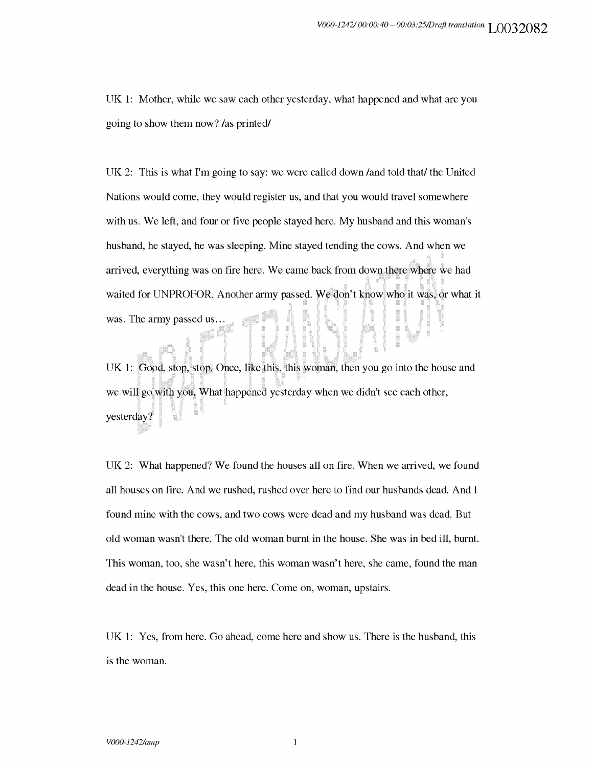UK 1: Mother, while we saw each other yesterday, what happened and what are you going to show them now? /as printed/

UK 2: This is what I'm going to say: we were called down /and told that/ the United Nations would come, they would register us, and that you would travel somewhere with us. We left, and four or five people stayed here. My husband and this woman's husband, he stayed, he was sleeping. Mine stayed tending the cows. And when we arrived, everything was on fire here. We came back from down there where we had waited for UNPROFOR. Another army passed. We don't know who it was, or what it was. The army passed us…

UK 1: Good, stop, stop. Once, like this, this woman, then you go into the house and we will go with you. What happened yesterday when we didn't see each other, yesterday?

UK 2: What happened? We found the houses all on fire. When we arrived, we found all houses on fire. And we rushed, rushed over here to find our husbands dead. And I found mine with the cows, and two cows were dead and my husband was dead. But old woman wasn't there. The old woman burnt in the house. She was in bed ill, burnt. This woman, too, she wasn't here, this woman wasn't here, she came, found the man dead in the house. Yes, this one here. Come on, woman, upstairs.

UK 1: Yes, from here. Go ahead, come here and show us. There is the husband, this is the woman.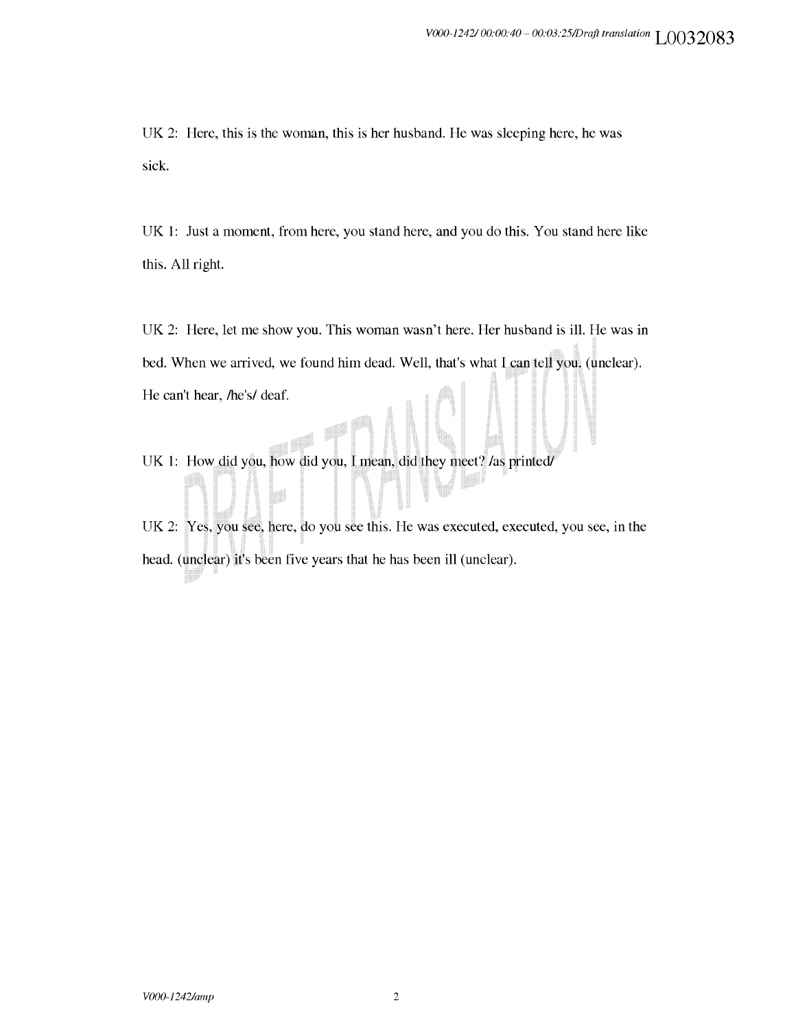UK 2: Here, this is the woman, this is her husband. He was sleeping here, he was sick.

UK 1: Just a moment, from here, you stand here, and you do this. You stand here like this. All right.

UK 2: Here, let me show you. This woman wasn't here. Her husband is ill. He was in bed. When we arrived, we found him dead. Well, that's what I can tell you. (unclear). He can't hear, /he's/ deaf.

UK 1: How did you, how did you, I mean, did they meet? /as printed/

UK 2: Yes, you see, here, do you see this. He was executed, executed, you see, in the head. (unclear) it's been five years that he has been ill (unclear).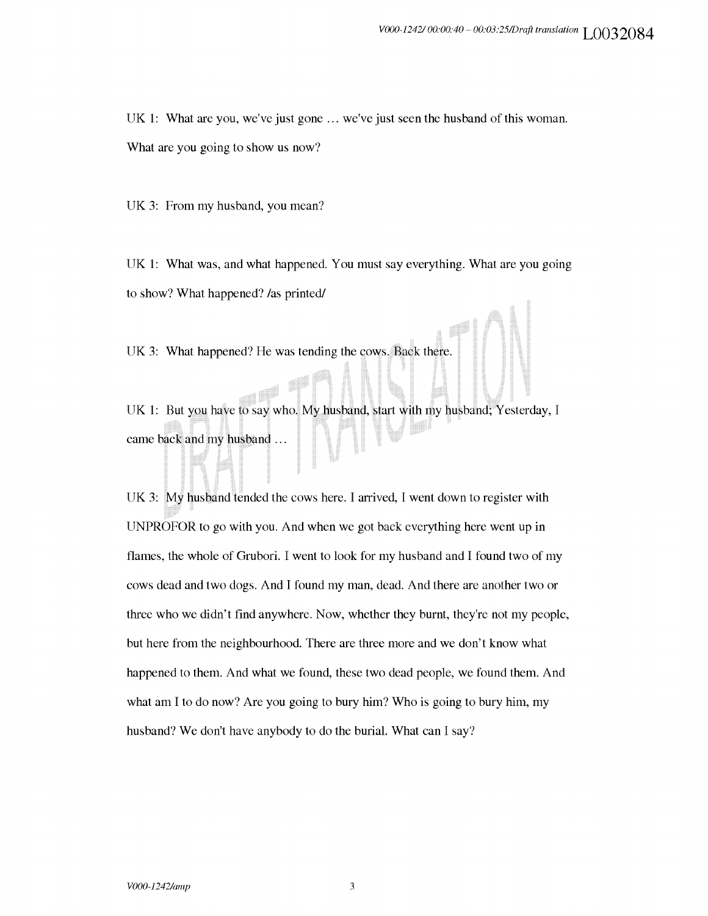UK 1: What are you, we've just gone … we've just seen the husband of this woman. What are you going to show us now?

UK 3: From my husband, you mean?

UK 1: What was, and what happened. You must say everything. What are you going to show? What happened? /as printed/

UK 3: What happened? He was tending the cows. Back there.

UK 1: But you have to say who. My husband, start with my husband; Yesterday, I came back and my husband …

UK 3: My husband tended the cows here. I arrived, I went down to register with UNPROFOR to go with you. And when we got back everything here went up in flames, the whole of Grubori. I went to look for my husband and I found two of my cows dead and two dogs. And I found my man, dead. And there are another two or three who we didn't find anywhere. Now, whether they burnt, they're not my people, but here from the neighbourhood. There are three more and we don't know what happened to them. And what we found, these two dead people, we found them. And what am I to do now? Are you going to bury him? Who is going to bury him, my husband? We don't have anybody to do the burial. What can I say?